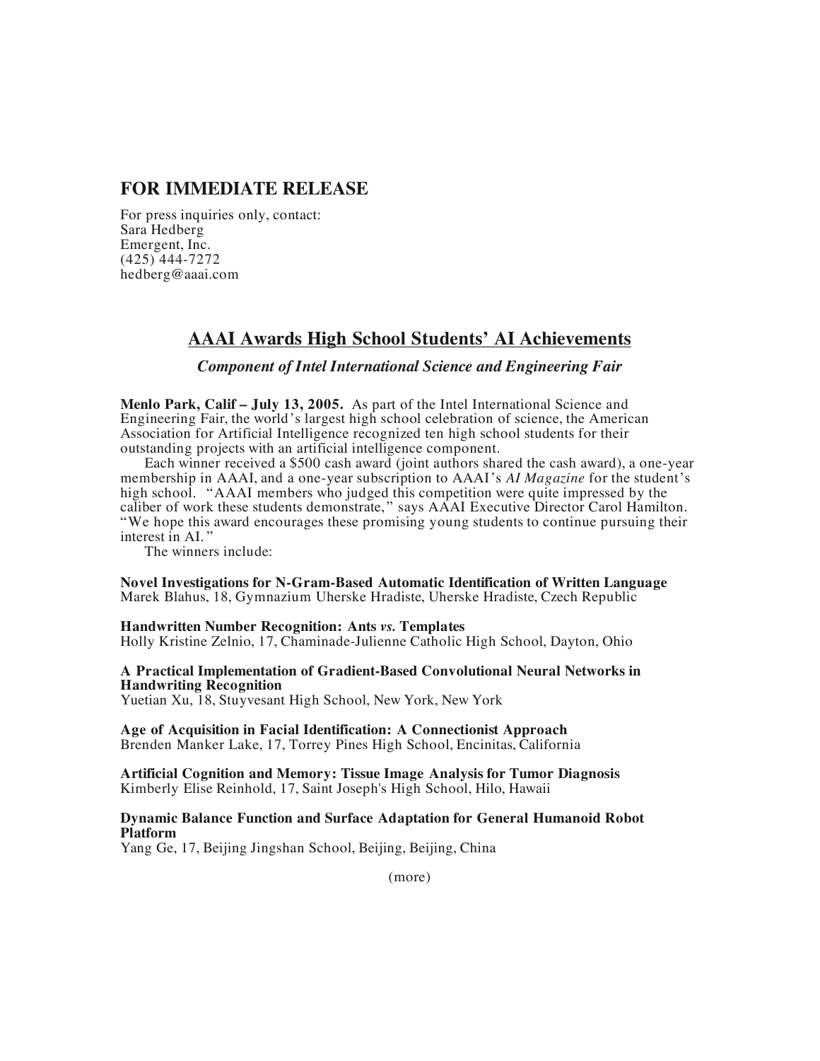## FOR IMMEDIATE RELEASE

For press inquiries only, contact:
Sara Hedberg
Emergent, Inc.
(425) 444-7272
hedberg@aaai.com

# AAAI Awards High School Students' AI Achievements

***Component of Intel International Science and Engineering Fair***

**Menlo Park, Calif – July 13, 2005.** As part of the Intel International Science and Engineering Fair, the world's largest high school celebration of science, the American Association for Artificial Intelligence recognized ten high school students for their outstanding projects with an artificial intelligence component.

Each winner received a $500 cash award (joint authors shared the cash award), a one-year membership in AAAI, and a one-year subscription to AAAI's *AI Magazine* for the student's high school. "AAAI members who judged this competition were quite impressed by the caliber of work these students demonstrate," says AAAI Executive Director Carol Hamilton. "We hope this award encourages these promising young students to continue pursuing their interest in AI."

The winners include:

**Novel Investigations for N-Gram-Based Automatic Identification of Written Language**
Marek Blahus, 18, Gymnazium Uherske Hradiste, Uherske Hradiste, Czech Republic

**Handwritten Number Recognition: Ants *vs.* Templates**
Holly Kristine Zelnio, 17, Chaminade-Julienne Catholic High School, Dayton, Ohio

**A Practical Implementation of Gradient-Based Convolutional Neural Networks in Handwriting Recognition**
Yuetian Xu, 18, Stuyvesant High School, New York, New York

**Age of Acquisition in Facial Identification: A Connectionist Approach**
Brenden Manker Lake, 17, Torrey Pines High School, Encinitas, California

**Artificial Cognition and Memory: Tissue Image Analysis for Tumor Diagnosis**
Kimberly Elise Reinhold, 17, Saint Joseph's High School, Hilo, Hawaii

**Dynamic Balance Function and Surface Adaptation for General Humanoid Robot Platform**
Yang Ge, 17, Beijing Jingshan School, Beijing, Beijing, China

(more)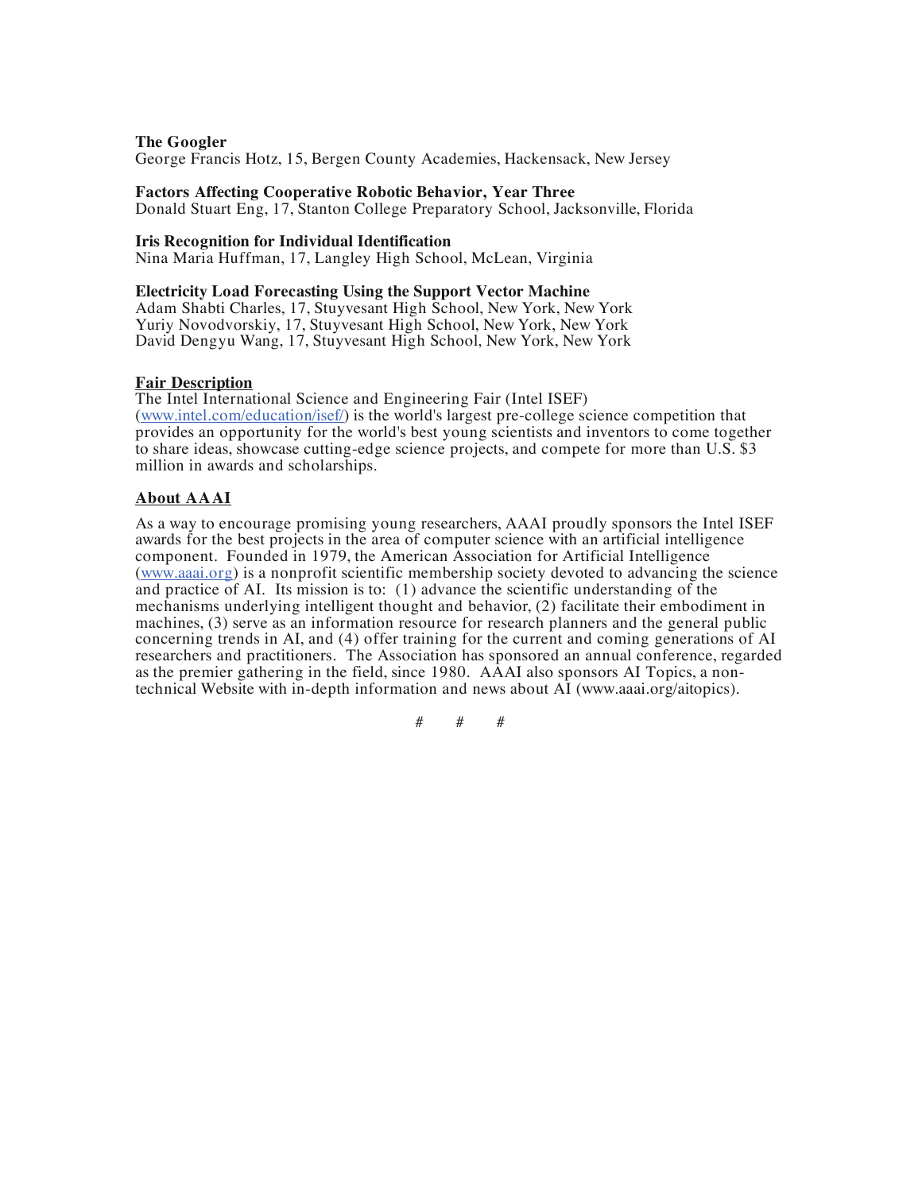**The Googler**
George Francis Hotz, 15, Bergen County Academies, Hackensack, New Jersey

**Factors Affecting Cooperative Robotic Behavior, Year Three**
Donald Stuart Eng, 17, Stanton College Preparatory School, Jacksonville, Florida

**Iris Recognition for Individual Identification**
Nina Maria Huffman, 17, Langley High School, McLean, Virginia

**Electricity Load Forecasting Using the Support Vector Machine**
Adam Shabti Charles, 17, Stuyvesant High School, New York, New York
Yuriy Novodvorskiy, 17, Stuyvesant High School, New York, New York
David Dengyu Wang, 17, Stuyvesant High School, New York, New York

## Fair Description

The Intel International Science and Engineering Fair (Intel ISEF) (www.intel.com/education/isef/) is the world's largest pre-college science competition that provides an opportunity for the world's best young scientists and inventors to come together to share ideas, showcase cutting-edge science projects, and compete for more than U.S. $3 million in awards and scholarships.

## About AAAI

As a way to encourage promising young researchers, AAAI proudly sponsors the Intel ISEF awards for the best projects in the area of computer science with an artificial intelligence component. Founded in 1979, the American Association for Artificial Intelligence (www.aaai.org) is a nonprofit scientific membership society devoted to advancing the science and practice of AI. Its mission is to: (1) advance the scientific understanding of the mechanisms underlying intelligent thought and behavior, (2) facilitate their embodiment in machines, (3) serve as an information resource for research planners and the general public concerning trends in AI, and (4) offer training for the current and coming generations of AI researchers and practitioners. The Association has sponsored an annual conference, regarded as the premier gathering in the field, since 1980. AAAI also sponsors AI Topics, a non-technical Website with in-depth information and news about AI (www.aaai.org/aitopics).

# # #